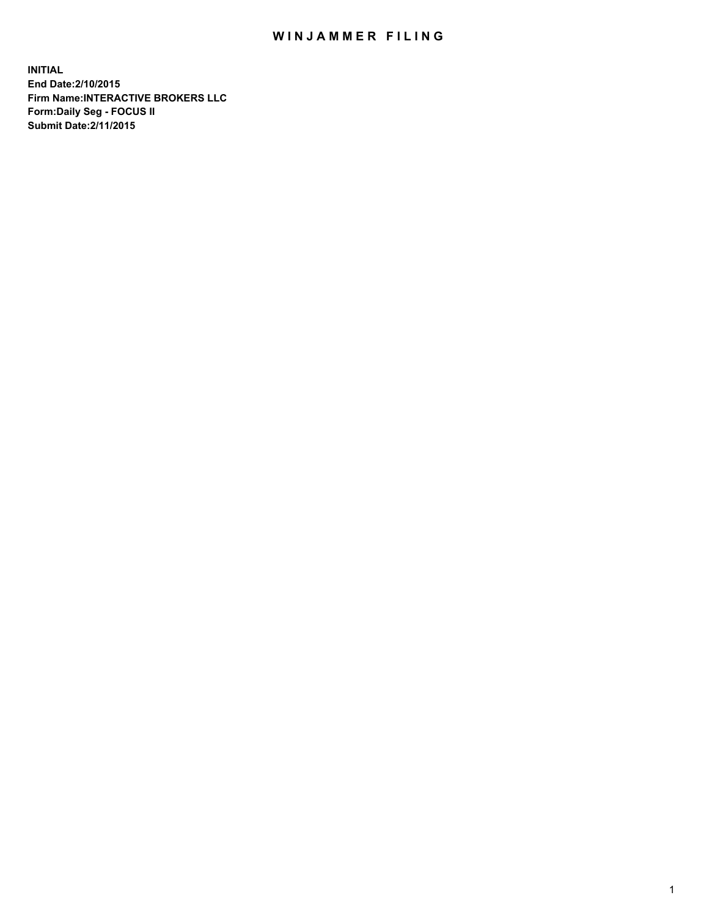# WINJAMMER FILING

**INITIAL**
**End Date:2/10/2015**
**Firm Name:INTERACTIVE BROKERS LLC**
**Form:Daily Seg - FOCUS II**
**Submit Date:2/11/2015**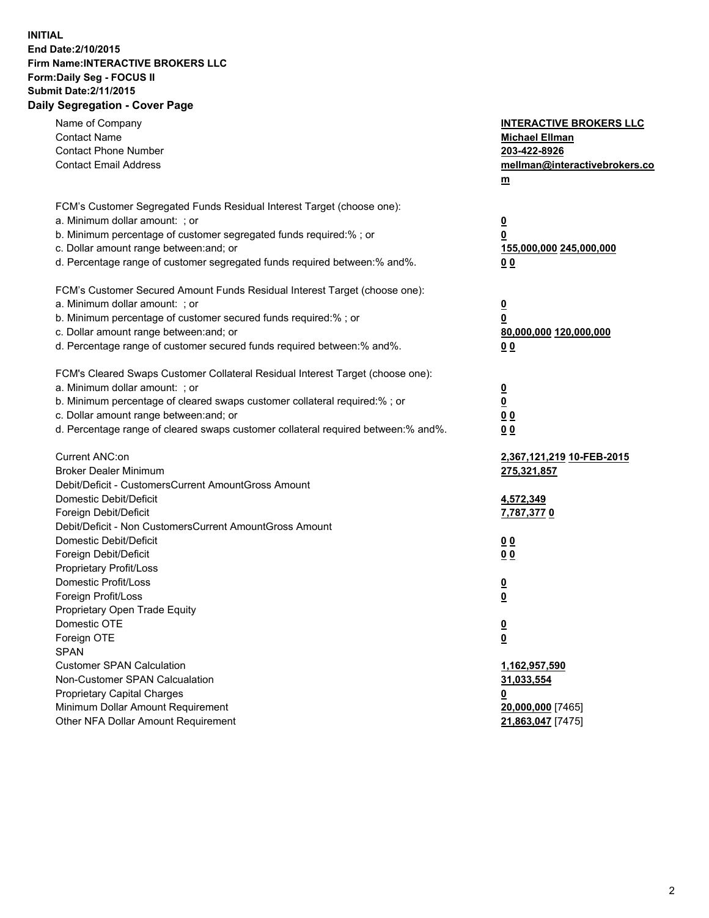**INITIAL**
**End Date:2/10/2015**
**Firm Name:INTERACTIVE BROKERS LLC**
**Form:Daily Seg - FOCUS II**
**Submit Date:2/11/2015**

**Daily Segregation - Cover Page**

| | |
|---|---|
| Name of Company | **INTERACTIVE BROKERS LLC** |
| Contact Name | **Michael Ellman** |
| Contact Phone Number | **203-422-8926** |
| Contact Email Address | **mellman@interactivebrokers.com** |
| | |
| FCM's Customer Segregated Funds Residual Interest Target (choose one): | |
| a. Minimum dollar amount: ; or | **0** |
| b. Minimum percentage of customer segregated funds required:% ; or | **0** |
| c. Dollar amount range between:and; or | **155,000,000** **245,000,000** |
| d. Percentage range of customer segregated funds required between:% and%. | **0** **0** |
| | |
| FCM's Customer Secured Amount Funds Residual Interest Target (choose one): | |
| a. Minimum dollar amount: ; or | **0** |
| b. Minimum percentage of customer secured funds required:% ; or | **0** |
| c. Dollar amount range between:and; or | **80,000,000** **120,000,000** |
| d. Percentage range of customer secured funds required between:% and%. | **0** **0** |
| | |
| FCM's Cleared Swaps Customer Collateral Residual Interest Target (choose one): | |
| a. Minimum dollar amount: ; or | **0** |
| b. Minimum percentage of cleared swaps customer collateral required:% ; or | **0** |
| c. Dollar amount range between:and; or | **0** **0** |
| d. Percentage range of cleared swaps customer collateral required between:% and%. | **0** **0** |
| | |
| Current ANC:on | **2,367,121,219** **10-FEB-2015** |
| Broker Dealer Minimum | **275,321,857** |
| Debit/Deficit - CustomersCurrent AmountGross Amount | |
| Domestic Debit/Deficit | **4,572,349** |
| Foreign Debit/Deficit | **7,787,377** **0** |
| Debit/Deficit - Non CustomersCurrent AmountGross Amount | |
| Domestic Debit/Deficit | **0** **0** |
| Foreign Debit/Deficit | **0** **0** |
| Proprietary Profit/Loss | |
| Domestic Profit/Loss | **0** |
| Foreign Profit/Loss | **0** |
| Proprietary Open Trade Equity | |
| Domestic OTE | **0** |
| Foreign OTE | **0** |
| SPAN | |
| Customer SPAN Calculation | **1,162,957,590** |
| Non-Customer SPAN Calcualation | **31,033,554** |
| Proprietary Capital Charges | **0** |
| Minimum Dollar Amount Requirement | **20,000,000** [7465] |
| Other NFA Dollar Amount Requirement | **21,863,047** [7475] |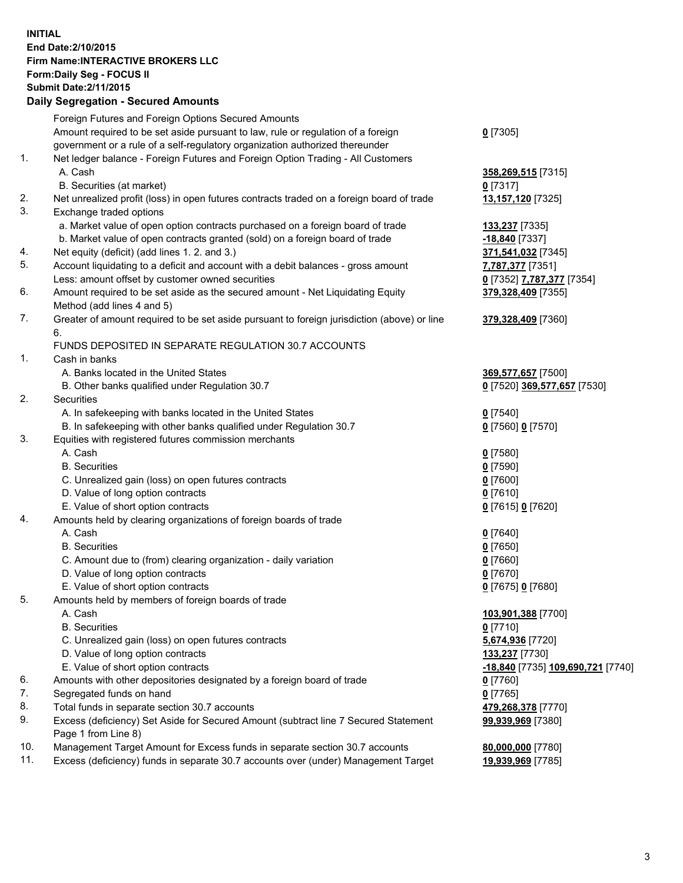**INITIAL**
**End Date:2/10/2015**
**Firm Name:INTERACTIVE BROKERS LLC**
**Form:Daily Seg - FOCUS II**
**Submit Date:2/11/2015**
**Daily Segregation - Secured Amounts**

| | | |
|---|---|---|
| | Foreign Futures and Foreign Options Secured Amounts | |
| | Amount required to be set aside pursuant to law, rule or regulation of a foreign government or a rule of a self-regulatory organization authorized thereunder | **0** [7305] |
| 1. | Net ledger balance - Foreign Futures and Foreign Option Trading - All Customers | |
| | A. Cash | **358,269,515** [7315] |
| | B. Securities (at market) | **0** [7317] |
| 2. | Net unrealized profit (loss) in open futures contracts traded on a foreign board of trade | **13,157,120** [7325] |
| 3. | Exchange traded options | |
| | a. Market value of open option contracts purchased on a foreign board of trade | **133,237** [7335] |
| | b. Market value of open contracts granted (sold) on a foreign board of trade | **-18,840** [7337] |
| 4. | Net equity (deficit) (add lines 1. 2. and 3.) | **371,541,032** [7345] |
| 5. | Account liquidating to a deficit and account with a debit balances - gross amount | **7,787,377** [7351] |
| | Less: amount offset by customer owned securities | **0** [7352] **7,787,377** [7354] |
| 6. | Amount required to be set aside as the secured amount - Net Liquidating Equity Method (add lines 4 and 5) | **379,328,409** [7355] |
| 7. | Greater of amount required to be set aside pursuant to foreign jurisdiction (above) or line 6. | **379,328,409** [7360] |
| | FUNDS DEPOSITED IN SEPARATE REGULATION 30.7 ACCOUNTS | |
| 1. | Cash in banks | |
| | A. Banks located in the United States | **369,577,657** [7500] |
| | B. Other banks qualified under Regulation 30.7 | **0** [7520] **369,577,657** [7530] |
| 2. | Securities | |
| | A. In safekeeping with banks located in the United States | **0** [7540] |
| | B. In safekeeping with other banks qualified under Regulation 30.7 | **0** [7560] **0** [7570] |
| 3. | Equities with registered futures commission merchants | |
| | A. Cash | **0** [7580] |
| | B. Securities | **0** [7590] |
| | C. Unrealized gain (loss) on open futures contracts | **0** [7600] |
| | D. Value of long option contracts | **0** [7610] |
| | E. Value of short option contracts | **0** [7615] **0** [7620] |
| 4. | Amounts held by clearing organizations of foreign boards of trade | |
| | A. Cash | **0** [7640] |
| | B. Securities | **0** [7650] |
| | C. Amount due to (from) clearing organization - daily variation | **0** [7660] |
| | D. Value of long option contracts | **0** [7670] |
| | E. Value of short option contracts | **0** [7675] **0** [7680] |
| 5. | Amounts held by members of foreign boards of trade | |
| | A. Cash | **103,901,388** [7700] |
| | B. Securities | **0** [7710] |
| | C. Unrealized gain (loss) on open futures contracts | **5,674,936** [7720] |
| | D. Value of long option contracts | **133,237** [7730] |
| | E. Value of short option contracts | **-18,840** [7735] **109,690,721** [7740] |
| 6. | Amounts with other depositories designated by a foreign board of trade | **0** [7760] |
| 7. | Segregated funds on hand | **0** [7765] |
| 8. | Total funds in separate section 30.7 accounts | **479,268,378** [7770] |
| 9. | Excess (deficiency) Set Aside for Secured Amount (subtract line 7 Secured Statement Page 1 from Line 8) | **99,939,969** [7380] |
| 10. | Management Target Amount for Excess funds in separate section 30.7 accounts | **80,000,000** [7780] |
| 11. | Excess (deficiency) funds in separate 30.7 accounts over (under) Management Target | **19,939,969** [7785] |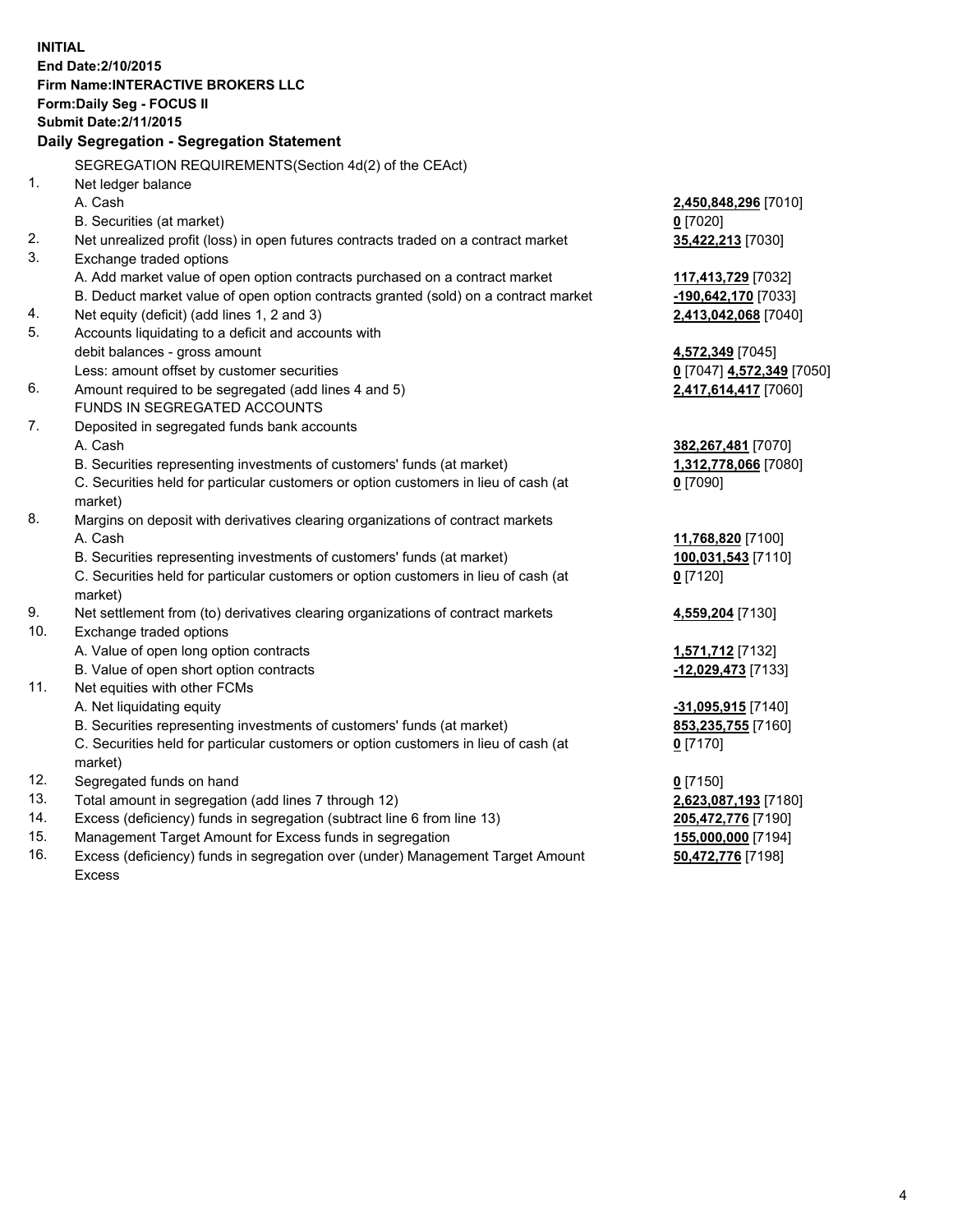**INITIAL**
**End Date:2/10/2015**
**Firm Name:INTERACTIVE BROKERS LLC**
**Form:Daily Seg - FOCUS II**
**Submit Date:2/11/2015**

**Daily Segregation - Segregation Statement**

SEGREGATION REQUIREMENTS(Section 4d(2) of the CEAct)

| | | |
|---|---|---|
| 1. | Net ledger balance | |
| | A. Cash | **2,450,848,296** [7010] |
| | B. Securities (at market) | **0** [7020] |
| 2. | Net unrealized profit (loss) in open futures contracts traded on a contract market | **35,422,213** [7030] |
| 3. | Exchange traded options | |
| | A. Add market value of open option contracts purchased on a contract market | **117,413,729** [7032] |
| | B. Deduct market value of open option contracts granted (sold) on a contract market | **-190,642,170** [7033] |
| 4. | Net equity (deficit) (add lines 1, 2 and 3) | **2,413,042,068** [7040] |
| 5. | Accounts liquidating to a deficit and accounts with debit balances - gross amount | **4,572,349** [7045] |
| | Less: amount offset by customer securities | **0** [7047] **4,572,349** [7050] |
| 6. | Amount required to be segregated (add lines 4 and 5) | **2,417,614,417** [7060] |
| | FUNDS IN SEGREGATED ACCOUNTS | |
| 7. | Deposited in segregated funds bank accounts | |
| | A. Cash | **382,267,481** [7070] |
| | B. Securities representing investments of customers' funds (at market) | **1,312,778,066** [7080] |
| | C. Securities held for particular customers or option customers in lieu of cash (at market) | **0** [7090] |
| 8. | Margins on deposit with derivatives clearing organizations of contract markets | |
| | A. Cash | **11,768,820** [7100] |
| | B. Securities representing investments of customers' funds (at market) | **100,031,543** [7110] |
| | C. Securities held for particular customers or option customers in lieu of cash (at market) | **0** [7120] |
| 9. | Net settlement from (to) derivatives clearing organizations of contract markets | **4,559,204** [7130] |
| 10. | Exchange traded options | |
| | A. Value of open long option contracts | **1,571,712** [7132] |
| | B. Value of open short option contracts | **-12,029,473** [7133] |
| 11. | Net equities with other FCMs | |
| | A. Net liquidating equity | **-31,095,915** [7140] |
| | B. Securities representing investments of customers' funds (at market) | **853,235,755** [7160] |
| | C. Securities held for particular customers or option customers in lieu of cash (at market) | **0** [7170] |
| 12. | Segregated funds on hand | **0** [7150] |
| 13. | Total amount in segregation (add lines 7 through 12) | **2,623,087,193** [7180] |
| 14. | Excess (deficiency) funds in segregation (subtract line 6 from line 13) | **205,472,776** [7190] |
| 15. | Management Target Amount for Excess funds in segregation | **155,000,000** [7194] |
| 16. | Excess (deficiency) funds in segregation over (under) Management Target Amount Excess | **50,472,776** [7198] |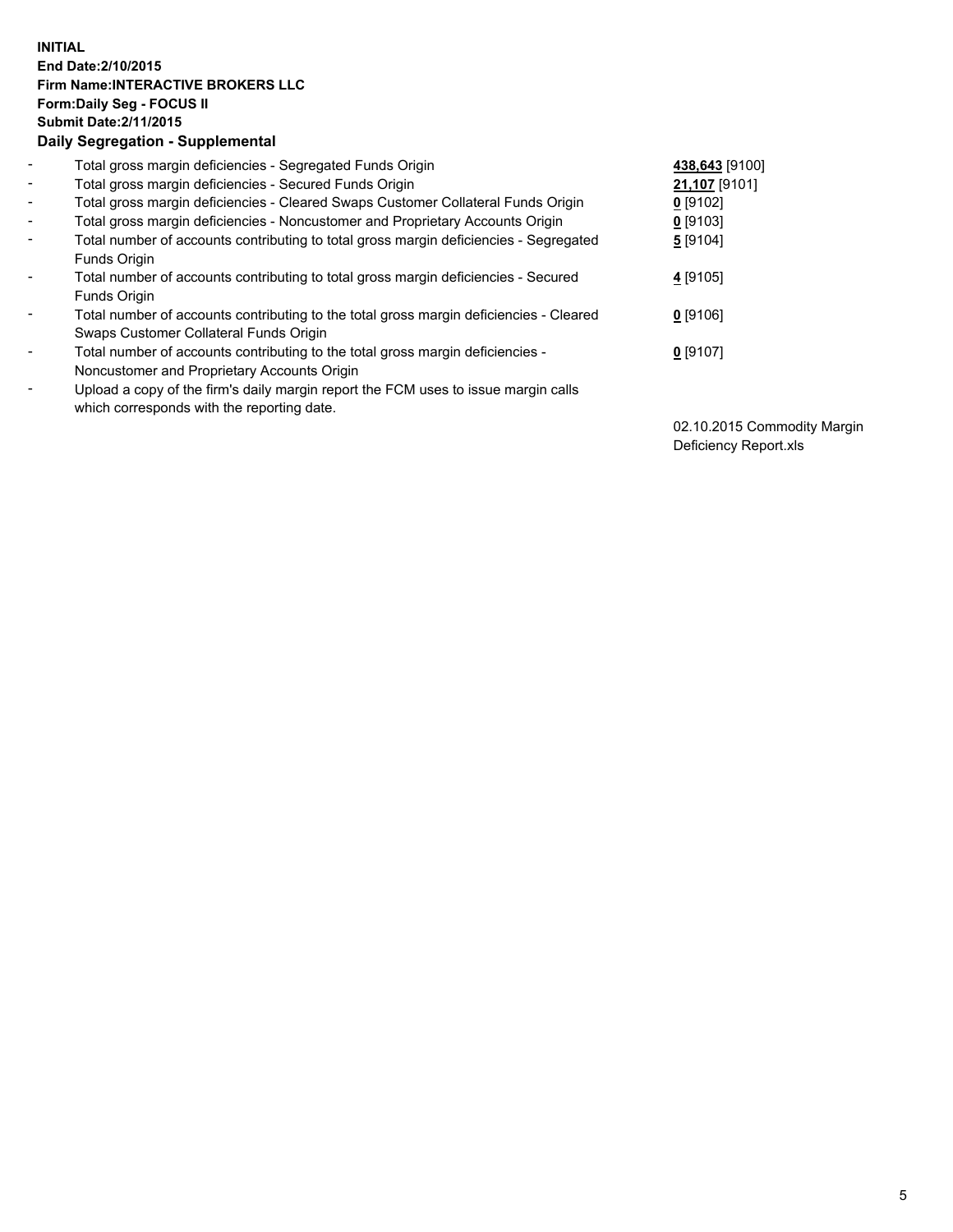**INITIAL**
**End Date:2/10/2015**
**Firm Name:INTERACTIVE BROKERS LLC**
**Form:Daily Seg - FOCUS II**
**Submit Date:2/11/2015**
**Daily Segregation - Supplemental**

| | | |
|---|---|---|
| - | Total gross margin deficiencies - Segregated Funds Origin | **438,643** [9100] |
| - | Total gross margin deficiencies - Secured Funds Origin | **21,107** [9101] |
| - | Total gross margin deficiencies - Cleared Swaps Customer Collateral Funds Origin | **0** [9102] |
| - | Total gross margin deficiencies - Noncustomer and Proprietary Accounts Origin | **0** [9103] |
| - | Total number of accounts contributing to total gross margin deficiencies - Segregated Funds Origin | **5** [9104] |
| - | Total number of accounts contributing to total gross margin deficiencies - Secured Funds Origin | **4** [9105] |
| - | Total number of accounts contributing to the total gross margin deficiencies - Cleared Swaps Customer Collateral Funds Origin | **0** [9106] |
| - | Total number of accounts contributing to the total gross margin deficiencies - Noncustomer and Proprietary Accounts Origin | **0** [9107] |
| - | Upload a copy of the firm's daily margin report the FCM uses to issue margin calls which corresponds with the reporting date. | 02.10.2015 Commodity Margin Deficiency Report.xls |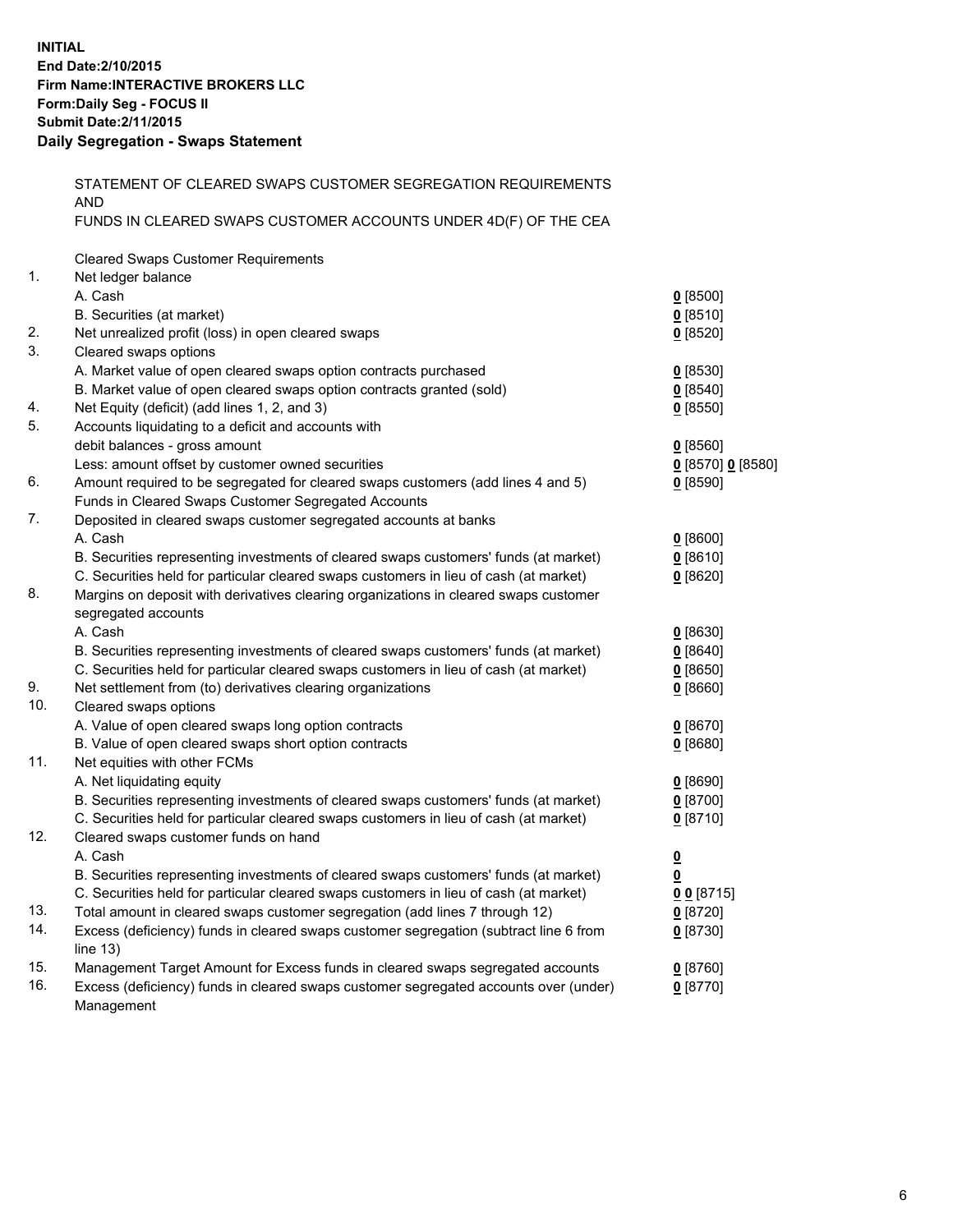**INITIAL**
**End Date:2/10/2015**
**Firm Name:INTERACTIVE BROKERS LLC**
**Form:Daily Seg - FOCUS II**
**Submit Date:2/11/2015**
**Daily Segregation - Swaps Statement**

STATEMENT OF CLEARED SWAPS CUSTOMER SEGREGATION REQUIREMENTS
AND
FUNDS IN CLEARED SWAPS CUSTOMER ACCOUNTS UNDER 4D(F) OF THE CEA

| | | |
|---|---|---|
| | Cleared Swaps Customer Requirements | |
| 1. | Net ledger balance | |
| | A. Cash | 0 [8500] |
| | B. Securities (at market) | 0 [8510] |
| 2. | Net unrealized profit (loss) in open cleared swaps | 0 [8520] |
| 3. | Cleared swaps options | |
| | A. Market value of open cleared swaps option contracts purchased | 0 [8530] |
| | B. Market value of open cleared swaps option contracts granted (sold) | 0 [8540] |
| 4. | Net Equity (deficit) (add lines 1, 2, and 3) | 0 [8550] |
| 5. | Accounts liquidating to a deficit and accounts with | |
| | debit balances - gross amount | 0 [8560] |
| | Less: amount offset by customer owned securities | 0 [8570] 0 [8580] |
| 6. | Amount required to be segregated for cleared swaps customers (add lines 4 and 5) | 0 [8590] |
| | Funds in Cleared Swaps Customer Segregated Accounts | |
| 7. | Deposited in cleared swaps customer segregated accounts at banks | |
| | A. Cash | 0 [8600] |
| | B. Securities representing investments of cleared swaps customers' funds (at market) | 0 [8610] |
| | C. Securities held for particular cleared swaps customers in lieu of cash (at market) | 0 [8620] |
| 8. | Margins on deposit with derivatives clearing organizations in cleared swaps customer segregated accounts | |
| | A. Cash | 0 [8630] |
| | B. Securities representing investments of cleared swaps customers' funds (at market) | 0 [8640] |
| | C. Securities held for particular cleared swaps customers in lieu of cash (at market) | 0 [8650] |
| 9. | Net settlement from (to) derivatives clearing organizations | 0 [8660] |
| 10. | Cleared swaps options | |
| | A. Value of open cleared swaps long option contracts | 0 [8670] |
| | B. Value of open cleared swaps short option contracts | 0 [8680] |
| 11. | Net equities with other FCMs | |
| | A. Net liquidating equity | 0 [8690] |
| | B. Securities representing investments of cleared swaps customers' funds (at market) | 0 [8700] |
| | C. Securities held for particular cleared swaps customers in lieu of cash (at market) | 0 [8710] |
| 12. | Cleared swaps customer funds on hand | |
| | A. Cash | 0 |
| | B. Securities representing investments of cleared swaps customers' funds (at market) | 0 |
| | C. Securities held for particular cleared swaps customers in lieu of cash (at market) | 0 0 [8715] |
| 13. | Total amount in cleared swaps customer segregation (add lines 7 through 12) | 0 [8720] |
| 14. | Excess (deficiency) funds in cleared swaps customer segregation (subtract line 6 from line 13) | 0 [8730] |
| 15. | Management Target Amount for Excess funds in cleared swaps segregated accounts | 0 [8760] |
| 16. | Excess (deficiency) funds in cleared swaps customer segregated accounts over (under) Management | 0 [8770] |